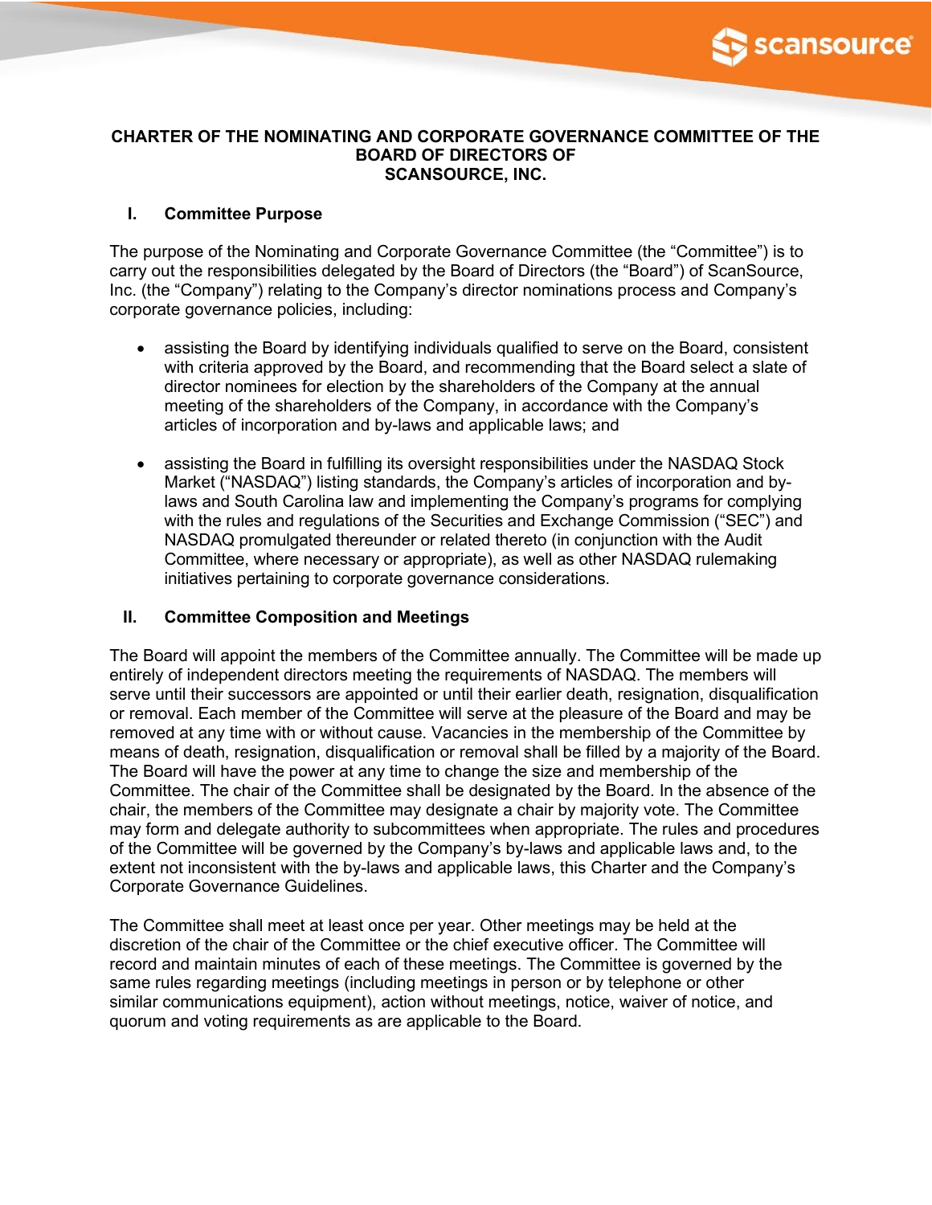# CHARTER OF THE NOMINATING AND CORPORATE GOVERNANCE COMMITTEE OF THE BOARD OF DIRECTORS OF SCANSOURCE, INC.

## I. Committee Purpose

The purpose of the Nominating and Corporate Governance Committee (the "Committee") is to carry out the responsibilities delegated by the Board of Directors (the "Board") of ScanSource, Inc. (the "Company") relating to the Company's director nominations process and Company's corporate governance policies, including:

- assisting the Board by identifying individuals qualified to serve on the Board, consistent with criteria approved by the Board, and recommending that the Board select a slate of director nominees for election by the shareholders of the Company at the annual meeting of the shareholders of the Company, in accordance with the Company's articles of incorporation and by-laws and applicable laws; and

- assisting the Board in fulfilling its oversight responsibilities under the NASDAQ Stock Market ("NASDAQ") listing standards, the Company's articles of incorporation and by-laws and South Carolina law and implementing the Company's programs for complying with the rules and regulations of the Securities and Exchange Commission ("SEC") and NASDAQ promulgated thereunder or related thereto (in conjunction with the Audit Committee, where necessary or appropriate), as well as other NASDAQ rulemaking initiatives pertaining to corporate governance considerations.

## II. Committee Composition and Meetings

The Board will appoint the members of the Committee annually. The Committee will be made up entirely of independent directors meeting the requirements of NASDAQ. The members will serve until their successors are appointed or until their earlier death, resignation, disqualification or removal. Each member of the Committee will serve at the pleasure of the Board and may be removed at any time with or without cause. Vacancies in the membership of the Committee by means of death, resignation, disqualification or removal shall be filled by a majority of the Board. The Board will have the power at any time to change the size and membership of the Committee. The chair of the Committee shall be designated by the Board. In the absence of the chair, the members of the Committee may designate a chair by majority vote. The Committee may form and delegate authority to subcommittees when appropriate. The rules and procedures of the Committee will be governed by the Company's by-laws and applicable laws and, to the extent not inconsistent with the by-laws and applicable laws, this Charter and the Company's Corporate Governance Guidelines.

The Committee shall meet at least once per year. Other meetings may be held at the discretion of the chair of the Committee or the chief executive officer. The Committee will record and maintain minutes of each of these meetings. The Committee is governed by the same rules regarding meetings (including meetings in person or by telephone or other similar communications equipment), action without meetings, notice, waiver of notice, and quorum and voting requirements as are applicable to the Board.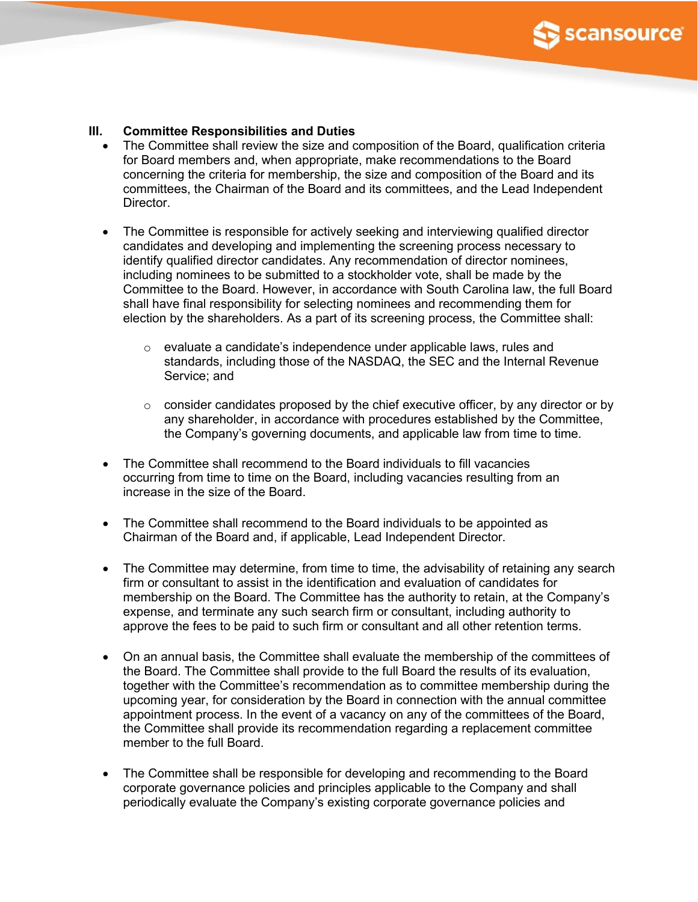## III. Committee Responsibilities and Duties

- The Committee shall review the size and composition of the Board, qualification criteria for Board members and, when appropriate, make recommendations to the Board concerning the criteria for membership, the size and composition of the Board and its committees, the Chairman of the Board and its committees, and the Lead Independent Director.

- The Committee is responsible for actively seeking and interviewing qualified director candidates and developing and implementing the screening process necessary to identify qualified director candidates. Any recommendation of director nominees, including nominees to be submitted to a stockholder vote, shall be made by the Committee to the Board. However, in accordance with South Carolina law, the full Board shall have final responsibility for selecting nominees and recommending them for election by the shareholders. As a part of its screening process, the Committee shall:

  - evaluate a candidate's independence under applicable laws, rules and standards, including those of the NASDAQ, the SEC and the Internal Revenue Service; and

  - consider candidates proposed by the chief executive officer, by any director or by any shareholder, in accordance with procedures established by the Committee, the Company's governing documents, and applicable law from time to time.

- The Committee shall recommend to the Board individuals to fill vacancies occurring from time to time on the Board, including vacancies resulting from an increase in the size of the Board.

- The Committee shall recommend to the Board individuals to be appointed as Chairman of the Board and, if applicable, Lead Independent Director.

- The Committee may determine, from time to time, the advisability of retaining any search firm or consultant to assist in the identification and evaluation of candidates for membership on the Board. The Committee has the authority to retain, at the Company's expense, and terminate any such search firm or consultant, including authority to approve the fees to be paid to such firm or consultant and all other retention terms.

- On an annual basis, the Committee shall evaluate the membership of the committees of the Board. The Committee shall provide to the full Board the results of its evaluation, together with the Committee's recommendation as to committee membership during the upcoming year, for consideration by the Board in connection with the annual committee appointment process. In the event of a vacancy on any of the committees of the Board, the Committee shall provide its recommendation regarding a replacement committee member to the full Board.

- The Committee shall be responsible for developing and recommending to the Board corporate governance policies and principles applicable to the Company and shall periodically evaluate the Company's existing corporate governance policies and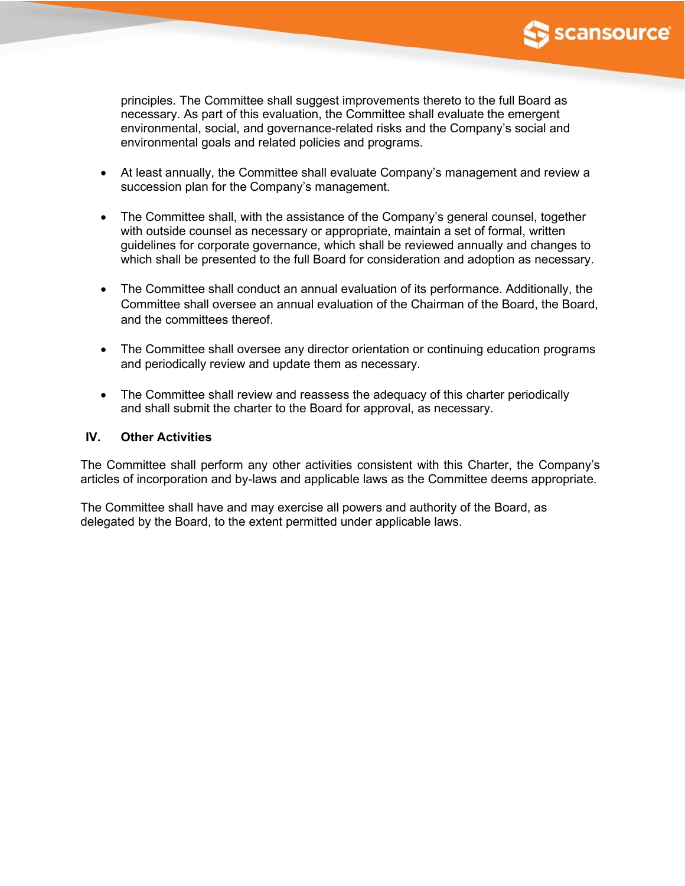principles. The Committee shall suggest improvements thereto to the full Board as necessary. As part of this evaluation, the Committee shall evaluate the emergent environmental, social, and governance-related risks and the Company's social and environmental goals and related policies and programs.

- At least annually, the Committee shall evaluate Company's management and review a succession plan for the Company's management.

- The Committee shall, with the assistance of the Company's general counsel, together with outside counsel as necessary or appropriate, maintain a set of formal, written guidelines for corporate governance, which shall be reviewed annually and changes to which shall be presented to the full Board for consideration and adoption as necessary.

- The Committee shall conduct an annual evaluation of its performance. Additionally, the Committee shall oversee an annual evaluation of the Chairman of the Board, the Board, and the committees thereof.

- The Committee shall oversee any director orientation or continuing education programs and periodically review and update them as necessary.

- The Committee shall review and reassess the adequacy of this charter periodically and shall submit the charter to the Board for approval, as necessary.

## IV. Other Activities

The Committee shall perform any other activities consistent with this Charter, the Company's articles of incorporation and by-laws and applicable laws as the Committee deems appropriate.

The Committee shall have and may exercise all powers and authority of the Board, as delegated by the Board, to the extent permitted under applicable laws.